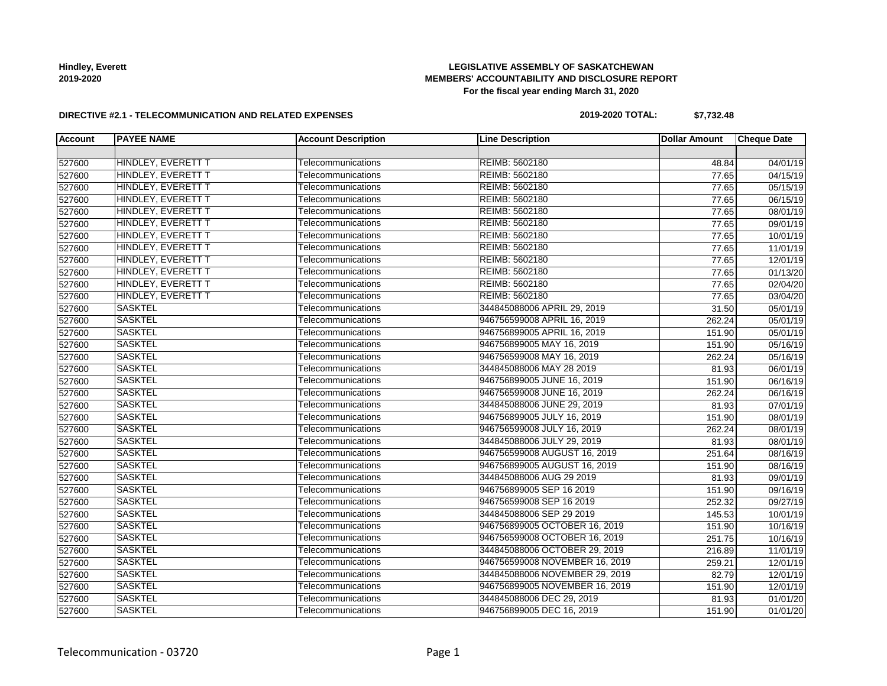**Hindley, Everett**
**2019-2020**

**LEGISLATIVE ASSEMBLY OF SASKATCHEWAN**
**MEMBERS' ACCOUNTABILITY AND DISCLOSURE REPORT**
**For the fiscal year ending March 31, 2020**

**DIRECTIVE #2.1 - TELECOMMUNICATION AND RELATED EXPENSES**

**2019-2020 TOTAL: $7,732.48**

| Account | PAYEE NAME | Account Description | Line Description | Dollar Amount | Cheque Date |
|---|---|---|---|---|---|
| | | | | | |
| 527600 | HINDLEY, EVERETT T | Telecommunications | REIMB: 5602180 | 48.84 | 04/01/19 |
| 527600 | HINDLEY, EVERETT T | Telecommunications | REIMB: 5602180 | 77.65 | 04/15/19 |
| 527600 | HINDLEY, EVERETT T | Telecommunications | REIMB: 5602180 | 77.65 | 05/15/19 |
| 527600 | HINDLEY, EVERETT T | Telecommunications | REIMB: 5602180 | 77.65 | 06/15/19 |
| 527600 | HINDLEY, EVERETT T | Telecommunications | REIMB: 5602180 | 77.65 | 08/01/19 |
| 527600 | HINDLEY, EVERETT T | Telecommunications | REIMB: 5602180 | 77.65 | 09/01/19 |
| 527600 | HINDLEY, EVERETT T | Telecommunications | REIMB: 5602180 | 77.65 | 10/01/19 |
| 527600 | HINDLEY, EVERETT T | Telecommunications | REIMB: 5602180 | 77.65 | 11/01/19 |
| 527600 | HINDLEY, EVERETT T | Telecommunications | REIMB: 5602180 | 77.65 | 12/01/19 |
| 527600 | HINDLEY, EVERETT T | Telecommunications | REIMB: 5602180 | 77.65 | 01/13/20 |
| 527600 | HINDLEY, EVERETT T | Telecommunications | REIMB: 5602180 | 77.65 | 02/04/20 |
| 527600 | HINDLEY, EVERETT T | Telecommunications | REIMB: 5602180 | 77.65 | 03/04/20 |
| 527600 | SASKTEL | Telecommunications | 344845088006 APRIL 29, 2019 | 31.50 | 05/01/19 |
| 527600 | SASKTEL | Telecommunications | 946756599008 APRIL 16, 2019 | 262.24 | 05/01/19 |
| 527600 | SASKTEL | Telecommunications | 946756899005 APRIL 16, 2019 | 151.90 | 05/01/19 |
| 527600 | SASKTEL | Telecommunications | 946756899005 MAY 16, 2019 | 151.90 | 05/16/19 |
| 527600 | SASKTEL | Telecommunications | 946756599008 MAY 16, 2019 | 262.24 | 05/16/19 |
| 527600 | SASKTEL | Telecommunications | 344845088006 MAY 28 2019 | 81.93 | 06/01/19 |
| 527600 | SASKTEL | Telecommunications | 946756899005 JUNE 16, 2019 | 151.90 | 06/16/19 |
| 527600 | SASKTEL | Telecommunications | 946756599008 JUNE 16, 2019 | 262.24 | 06/16/19 |
| 527600 | SASKTEL | Telecommunications | 344845088006 JUNE 29, 2019 | 81.93 | 07/01/19 |
| 527600 | SASKTEL | Telecommunications | 946756899005 JULY 16, 2019 | 151.90 | 08/01/19 |
| 527600 | SASKTEL | Telecommunications | 946756599008 JULY 16, 2019 | 262.24 | 08/01/19 |
| 527600 | SASKTEL | Telecommunications | 344845088006 JULY 29, 2019 | 81.93 | 08/01/19 |
| 527600 | SASKTEL | Telecommunications | 946756599008 AUGUST 16, 2019 | 251.64 | 08/16/19 |
| 527600 | SASKTEL | Telecommunications | 946756899005 AUGUST 16, 2019 | 151.90 | 08/16/19 |
| 527600 | SASKTEL | Telecommunications | 344845088006 AUG 29 2019 | 81.93 | 09/01/19 |
| 527600 | SASKTEL | Telecommunications | 946756899005 SEP 16 2019 | 151.90 | 09/16/19 |
| 527600 | SASKTEL | Telecommunications | 946756599008 SEP 16 2019 | 252.32 | 09/27/19 |
| 527600 | SASKTEL | Telecommunications | 344845088006 SEP 29 2019 | 145.53 | 10/01/19 |
| 527600 | SASKTEL | Telecommunications | 946756899005 OCTOBER 16, 2019 | 151.90 | 10/16/19 |
| 527600 | SASKTEL | Telecommunications | 946756599008 OCTOBER 16, 2019 | 251.75 | 10/16/19 |
| 527600 | SASKTEL | Telecommunications | 344845088006 OCTOBER 29, 2019 | 216.89 | 11/01/19 |
| 527600 | SASKTEL | Telecommunications | 946756599008 NOVEMBER 16, 2019 | 259.21 | 12/01/19 |
| 527600 | SASKTEL | Telecommunications | 344845088006 NOVEMBER 29, 2019 | 82.79 | 12/01/19 |
| 527600 | SASKTEL | Telecommunications | 946756899005 NOVEMBER 16, 2019 | 151.90 | 12/01/19 |
| 527600 | SASKTEL | Telecommunications | 344845088006 DEC 29, 2019 | 81.93 | 01/01/20 |
| 527600 | SASKTEL | Telecommunications | 946756899005 DEC 16, 2019 | 151.90 | 01/01/20 |

Telecommunication - 03720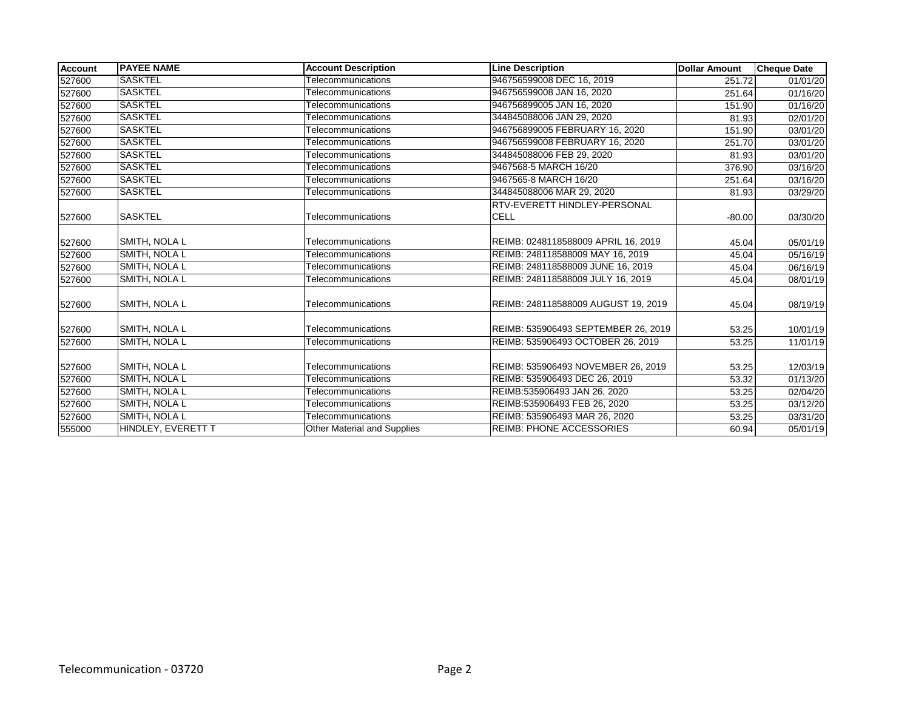| Account | PAYEE NAME | Account Description | Line Description | Dollar Amount | Cheque Date |
|---|---|---|---|---|---|
| 527600 | SASKTEL | Telecommunications | 946756599008 DEC 16, 2019 | 251.72 | 01/01/20 |
| 527600 | SASKTEL | Telecommunications | 946756599008 JAN 16, 2020 | 251.64 | 01/16/20 |
| 527600 | SASKTEL | Telecommunications | 946756899005 JAN 16, 2020 | 151.90 | 01/16/20 |
| 527600 | SASKTEL | Telecommunications | 344845088006 JAN 29, 2020 | 81.93 | 02/01/20 |
| 527600 | SASKTEL | Telecommunications | 946756899005 FEBRUARY 16, 2020 | 151.90 | 03/01/20 |
| 527600 | SASKTEL | Telecommunications | 946756599008 FEBRUARY 16, 2020 | 251.70 | 03/01/20 |
| 527600 | SASKTEL | Telecommunications | 344845088006 FEB 29, 2020 | 81.93 | 03/01/20 |
| 527600 | SASKTEL | Telecommunications | 9467568-5 MARCH 16/20 | 376.90 | 03/16/20 |
| 527600 | SASKTEL | Telecommunications | 9467565-8 MARCH 16/20 | 251.64 | 03/16/20 |
| 527600 | SASKTEL | Telecommunications | 344845088006 MAR 29, 2020 | 81.93 | 03/29/20 |
| 527600 | SASKTEL | Telecommunications | RTV-EVERETT HINDLEY-PERSONAL CELL | -80.00 | 03/30/20 |
| 527600 | SMITH, NOLA L | Telecommunications | REIMB: 0248118588009 APRIL 16, 2019 | 45.04 | 05/01/19 |
| 527600 | SMITH, NOLA L | Telecommunications | REIMB: 248118588009 MAY 16, 2019 | 45.04 | 05/16/19 |
| 527600 | SMITH, NOLA L | Telecommunications | REIMB: 248118588009 JUNE 16, 2019 | 45.04 | 06/16/19 |
| 527600 | SMITH, NOLA L | Telecommunications | REIMB: 248118588009 JULY 16, 2019 | 45.04 | 08/01/19 |
| 527600 | SMITH, NOLA L | Telecommunications | REIMB: 248118588009 AUGUST 19, 2019 | 45.04 | 08/19/19 |
| 527600 | SMITH, NOLA L | Telecommunications | REIMB: 535906493 SEPTEMBER 26, 2019 | 53.25 | 10/01/19 |
| 527600 | SMITH, NOLA L | Telecommunications | REIMB: 535906493 OCTOBER 26, 2019 | 53.25 | 11/01/19 |
| 527600 | SMITH, NOLA L | Telecommunications | REIMB: 535906493 NOVEMBER 26, 2019 | 53.25 | 12/03/19 |
| 527600 | SMITH, NOLA L | Telecommunications | REIMB: 535906493 DEC 26, 2019 | 53.32 | 01/13/20 |
| 527600 | SMITH, NOLA L | Telecommunications | REIMB:535906493 JAN 26, 2020 | 53.25 | 02/04/20 |
| 527600 | SMITH, NOLA L | Telecommunications | REIMB:535906493 FEB 26, 2020 | 53.25 | 03/12/20 |
| 527600 | SMITH, NOLA L | Telecommunications | REIMB: 535906493 MAR 26, 2020 | 53.25 | 03/31/20 |
| 555000 | HINDLEY, EVERETT T | Other Material and Supplies | REIMB: PHONE ACCESSORIES | 60.94 | 05/01/19 |

Telecommunication - 03720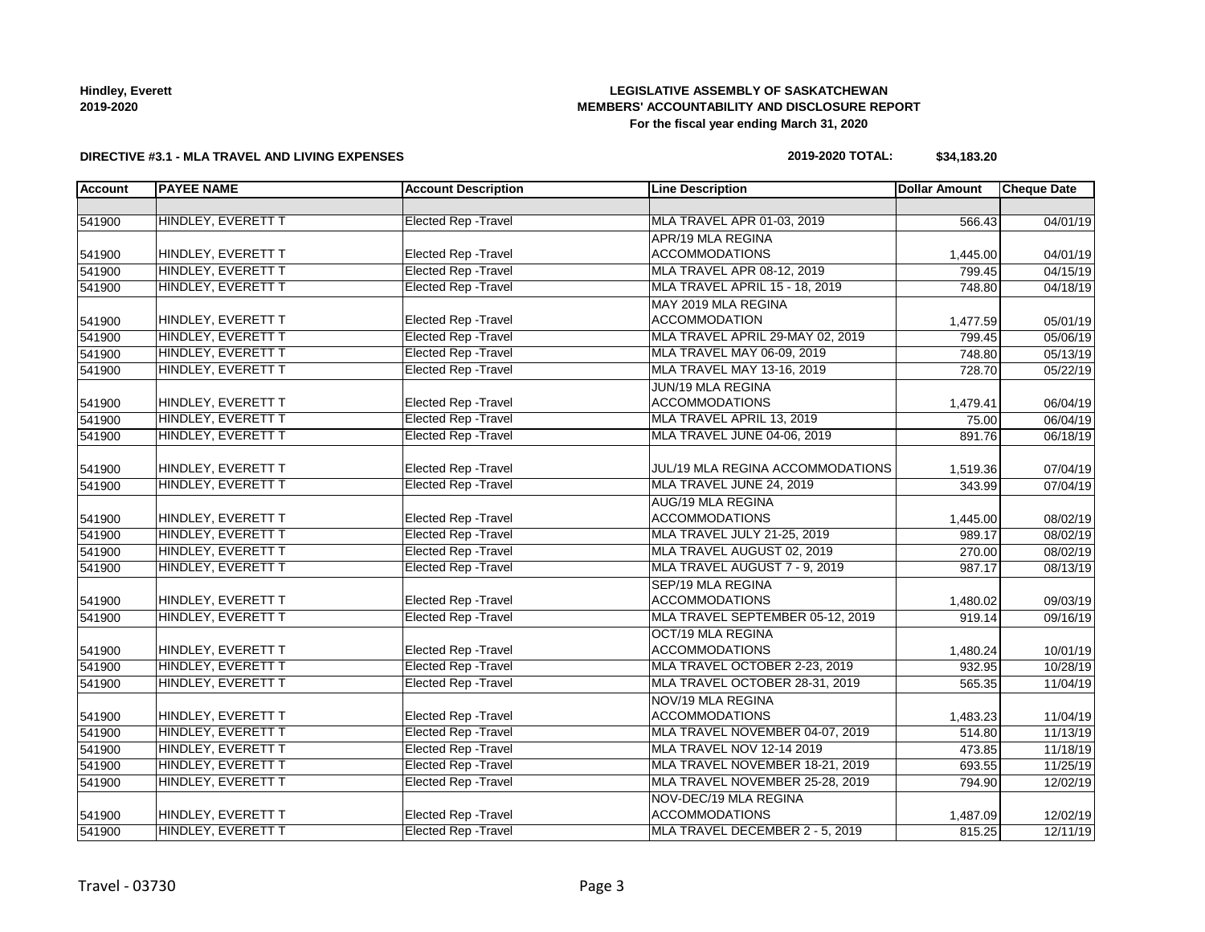**Hindley, Everett**
**2019-2020**

**LEGISLATIVE ASSEMBLY OF SASKATCHEWAN**
**MEMBERS' ACCOUNTABILITY AND DISCLOSURE REPORT**
**For the fiscal year ending March 31, 2020**

**DIRECTIVE #3.1 - MLA TRAVEL AND LIVING EXPENSES**

**2019-2020 TOTAL: $34,183.20**

| Account | PAYEE NAME | Account Description | Line Description | Dollar Amount | Cheque Date |
|---|---|---|---|---|---|
| | | | | | |
| 541900 | HINDLEY, EVERETT T | Elected Rep -Travel | MLA TRAVEL APR 01-03, 2019 | 566.43 | 04/01/19 |
| 541900 | HINDLEY, EVERETT T | Elected Rep -Travel | APR/19 MLA REGINA ACCOMMODATIONS | 1,445.00 | 04/01/19 |
| 541900 | HINDLEY, EVERETT T | Elected Rep -Travel | MLA TRAVEL APR 08-12, 2019 | 799.45 | 04/15/19 |
| 541900 | HINDLEY, EVERETT T | Elected Rep -Travel | MLA TRAVEL APRIL 15 - 18, 2019 | 748.80 | 04/18/19 |
| 541900 | HINDLEY, EVERETT T | Elected Rep -Travel | MAY 2019 MLA REGINA ACCOMMODATION | 1,477.59 | 05/01/19 |
| 541900 | HINDLEY, EVERETT T | Elected Rep -Travel | MLA TRAVEL APRIL 29-MAY 02, 2019 | 799.45 | 05/06/19 |
| 541900 | HINDLEY, EVERETT T | Elected Rep -Travel | MLA TRAVEL MAY 06-09, 2019 | 748.80 | 05/13/19 |
| 541900 | HINDLEY, EVERETT T | Elected Rep -Travel | MLA TRAVEL MAY 13-16, 2019 | 728.70 | 05/22/19 |
| 541900 | HINDLEY, EVERETT T | Elected Rep -Travel | JUN/19 MLA REGINA ACCOMMODATIONS | 1,479.41 | 06/04/19 |
| 541900 | HINDLEY, EVERETT T | Elected Rep -Travel | MLA TRAVEL APRIL 13, 2019 | 75.00 | 06/04/19 |
| 541900 | HINDLEY, EVERETT T | Elected Rep -Travel | MLA TRAVEL JUNE 04-06, 2019 | 891.76 | 06/18/19 |
| 541900 | HINDLEY, EVERETT T | Elected Rep -Travel | JUL/19 MLA REGINA ACCOMMODATIONS | 1,519.36 | 07/04/19 |
| 541900 | HINDLEY, EVERETT T | Elected Rep -Travel | MLA TRAVEL JUNE 24, 2019 | 343.99 | 07/04/19 |
| 541900 | HINDLEY, EVERETT T | Elected Rep -Travel | AUG/19 MLA REGINA ACCOMMODATIONS | 1,445.00 | 08/02/19 |
| 541900 | HINDLEY, EVERETT T | Elected Rep -Travel | MLA TRAVEL JULY 21-25, 2019 | 989.17 | 08/02/19 |
| 541900 | HINDLEY, EVERETT T | Elected Rep -Travel | MLA TRAVEL AUGUST 02, 2019 | 270.00 | 08/02/19 |
| 541900 | HINDLEY, EVERETT T | Elected Rep -Travel | MLA TRAVEL AUGUST 7 - 9, 2019 | 987.17 | 08/13/19 |
| 541900 | HINDLEY, EVERETT T | Elected Rep -Travel | SEP/19 MLA REGINA ACCOMMODATIONS | 1,480.02 | 09/03/19 |
| 541900 | HINDLEY, EVERETT T | Elected Rep -Travel | MLA TRAVEL SEPTEMBER 05-12, 2019 | 919.14 | 09/16/19 |
| 541900 | HINDLEY, EVERETT T | Elected Rep -Travel | OCT/19 MLA REGINA ACCOMMODATIONS | 1,480.24 | 10/01/19 |
| 541900 | HINDLEY, EVERETT T | Elected Rep -Travel | MLA TRAVEL OCTOBER 2-23, 2019 | 932.95 | 10/28/19 |
| 541900 | HINDLEY, EVERETT T | Elected Rep -Travel | MLA TRAVEL OCTOBER 28-31, 2019 | 565.35 | 11/04/19 |
| 541900 | HINDLEY, EVERETT T | Elected Rep -Travel | NOV/19 MLA REGINA ACCOMMODATIONS | 1,483.23 | 11/04/19 |
| 541900 | HINDLEY, EVERETT T | Elected Rep -Travel | MLA TRAVEL NOVEMBER 04-07, 2019 | 514.80 | 11/13/19 |
| 541900 | HINDLEY, EVERETT T | Elected Rep -Travel | MLA TRAVEL NOV 12-14 2019 | 473.85 | 11/18/19 |
| 541900 | HINDLEY, EVERETT T | Elected Rep -Travel | MLA TRAVEL NOVEMBER 18-21, 2019 | 693.55 | 11/25/19 |
| 541900 | HINDLEY, EVERETT T | Elected Rep -Travel | MLA TRAVEL NOVEMBER 25-28, 2019 | 794.90 | 12/02/19 |
| 541900 | HINDLEY, EVERETT T | Elected Rep -Travel | NOV-DEC/19 MLA REGINA ACCOMMODATIONS | 1,487.09 | 12/02/19 |
| 541900 | HINDLEY, EVERETT T | Elected Rep -Travel | MLA TRAVEL DECEMBER 2 - 5, 2019 | 815.25 | 12/11/19 |

Travel - 03730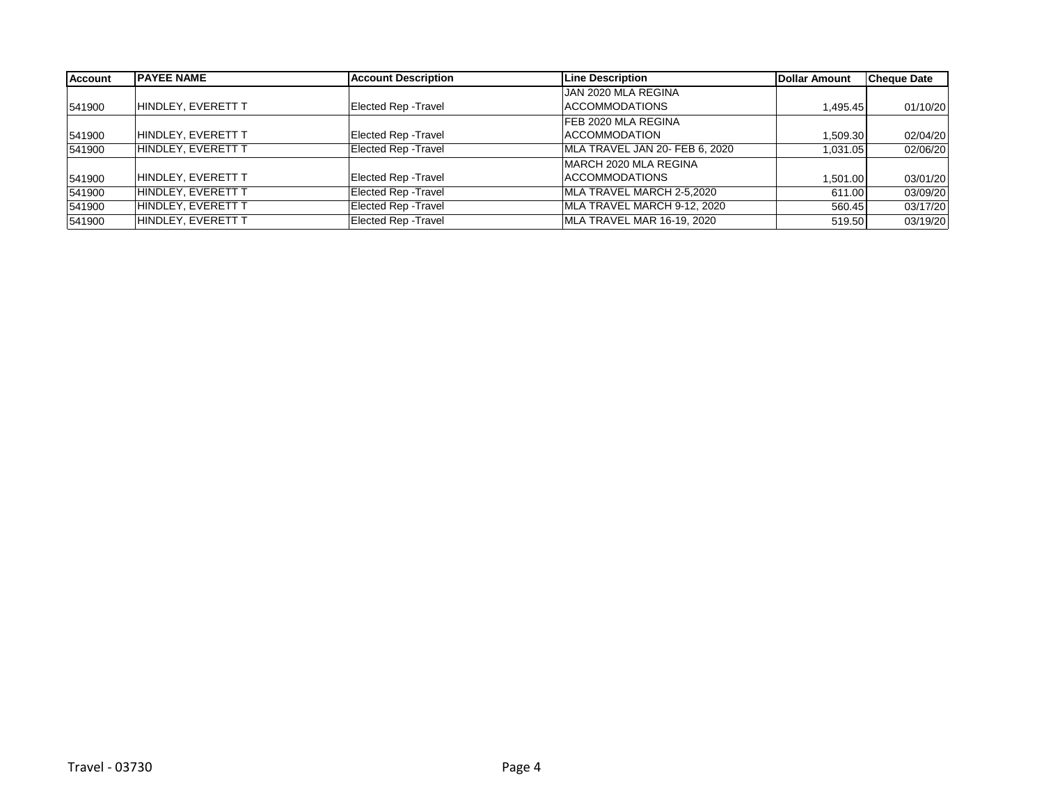| Account | PAYEE NAME | Account Description | Line Description | Dollar Amount | Cheque Date |
|---|---|---|---|---|---|
| 541900 | HINDLEY, EVERETT T | Elected Rep -Travel | JAN 2020 MLA REGINA ACCOMMODATIONS | 1,495.45 | 01/10/20 |
| 541900 | HINDLEY, EVERETT T | Elected Rep -Travel | FEB 2020 MLA REGINA ACCOMMODATION | 1,509.30 | 02/04/20 |
| 541900 | HINDLEY, EVERETT T | Elected Rep -Travel | MLA TRAVEL JAN 20- FEB 6, 2020 | 1,031.05 | 02/06/20 |
| 541900 | HINDLEY, EVERETT T | Elected Rep -Travel | MARCH 2020 MLA REGINA ACCOMMODATIONS | 1,501.00 | 03/01/20 |
| 541900 | HINDLEY, EVERETT T | Elected Rep -Travel | MLA TRAVEL MARCH 2-5,2020 | 611.00 | 03/09/20 |
| 541900 | HINDLEY, EVERETT T | Elected Rep -Travel | MLA TRAVEL MARCH 9-12, 2020 | 560.45 | 03/17/20 |
| 541900 | HINDLEY, EVERETT T | Elected Rep -Travel | MLA TRAVEL MAR 16-19, 2020 | 519.50 | 03/19/20 |

Travel - 03730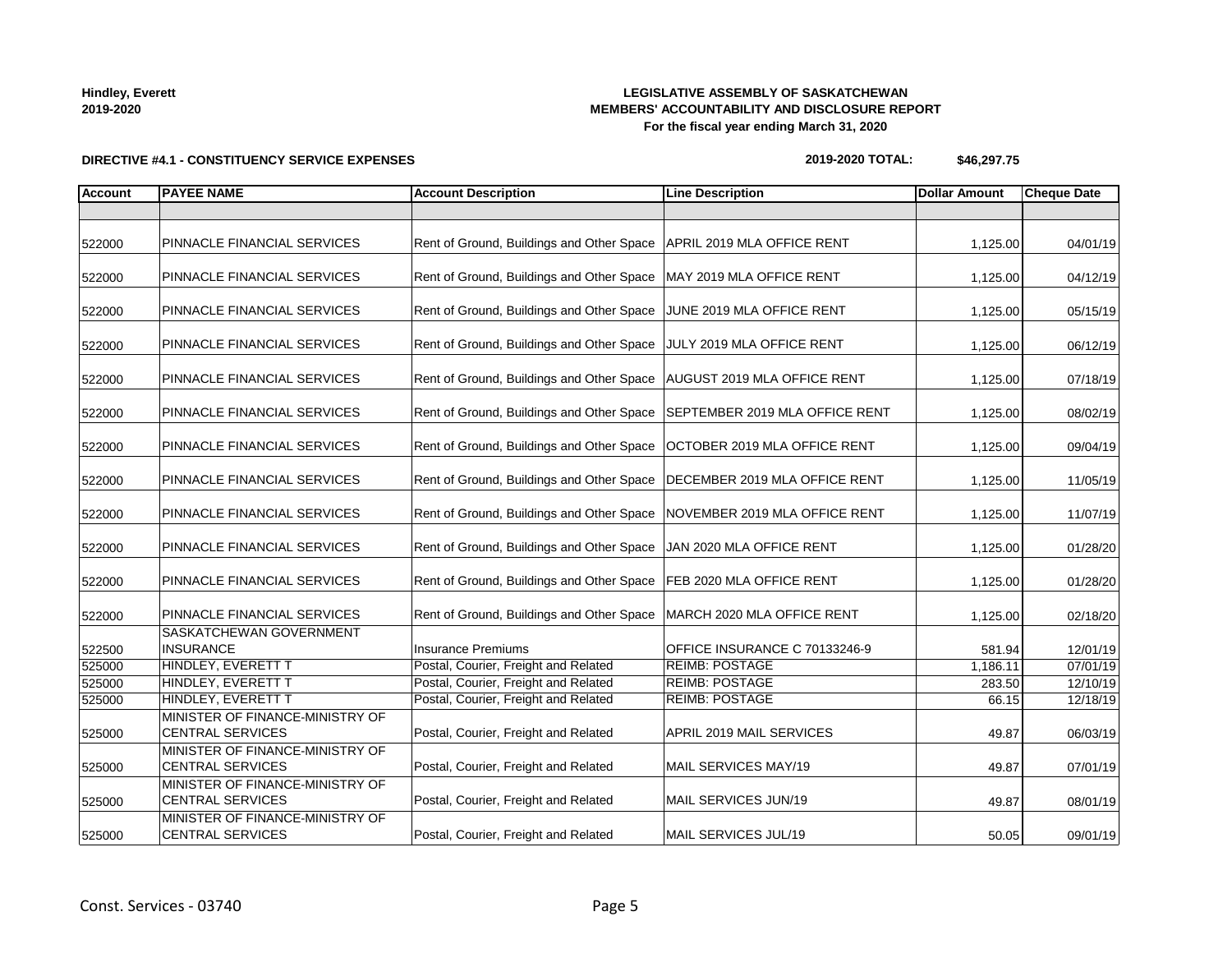# LEGISLATIVE ASSEMBLY OF SASKATCHEWAN
## MEMBERS' ACCOUNTABILITY AND DISCLOSURE REPORT
### For the fiscal year ending March 31, 2020

**Hindley, Everett**
**2019-2020**

**DIRECTIVE #4.1 - CONSTITUENCY SERVICE EXPENSES**

**2019-2020 TOTAL: $46,297.75**

| Account | PAYEE NAME | Account Description | Line Description | Dollar Amount | Cheque Date |
|---|---|---|---|---|---|
| | | | | | |
| 522000 | PINNACLE FINANCIAL SERVICES | Rent of Ground, Buildings and Other Space | APRIL 2019 MLA OFFICE RENT | 1,125.00 | 04/01/19 |
| 522000 | PINNACLE FINANCIAL SERVICES | Rent of Ground, Buildings and Other Space | MAY 2019 MLA OFFICE RENT | 1,125.00 | 04/12/19 |
| 522000 | PINNACLE FINANCIAL SERVICES | Rent of Ground, Buildings and Other Space | JUNE 2019 MLA OFFICE RENT | 1,125.00 | 05/15/19 |
| 522000 | PINNACLE FINANCIAL SERVICES | Rent of Ground, Buildings and Other Space | JULY 2019 MLA OFFICE RENT | 1,125.00 | 06/12/19 |
| 522000 | PINNACLE FINANCIAL SERVICES | Rent of Ground, Buildings and Other Space | AUGUST 2019 MLA OFFICE RENT | 1,125.00 | 07/18/19 |
| 522000 | PINNACLE FINANCIAL SERVICES | Rent of Ground, Buildings and Other Space | SEPTEMBER 2019 MLA OFFICE RENT | 1,125.00 | 08/02/19 |
| 522000 | PINNACLE FINANCIAL SERVICES | Rent of Ground, Buildings and Other Space | OCTOBER 2019 MLA OFFICE RENT | 1,125.00 | 09/04/19 |
| 522000 | PINNACLE FINANCIAL SERVICES | Rent of Ground, Buildings and Other Space | DECEMBER 2019 MLA OFFICE RENT | 1,125.00 | 11/05/19 |
| 522000 | PINNACLE FINANCIAL SERVICES | Rent of Ground, Buildings and Other Space | NOVEMBER 2019 MLA OFFICE RENT | 1,125.00 | 11/07/19 |
| 522000 | PINNACLE FINANCIAL SERVICES | Rent of Ground, Buildings and Other Space | JAN 2020 MLA OFFICE RENT | 1,125.00 | 01/28/20 |
| 522000 | PINNACLE FINANCIAL SERVICES | Rent of Ground, Buildings and Other Space | FEB 2020 MLA OFFICE RENT | 1,125.00 | 01/28/20 |
| 522000 | PINNACLE FINANCIAL SERVICES | Rent of Ground, Buildings and Other Space | MARCH 2020 MLA OFFICE RENT | 1,125.00 | 02/18/20 |
| 522500 | SASKATCHEWAN GOVERNMENT INSURANCE | Insurance Premiums | OFFICE INSURANCE C 70133246-9 | 581.94 | 12/01/19 |
| 525000 | HINDLEY, EVERETT T | Postal, Courier, Freight and Related | REIMB: POSTAGE | 1,186.11 | 07/01/19 |
| 525000 | HINDLEY, EVERETT T | Postal, Courier, Freight and Related | REIMB: POSTAGE | 283.50 | 12/10/19 |
| 525000 | HINDLEY, EVERETT T | Postal, Courier, Freight and Related | REIMB: POSTAGE | 66.15 | 12/18/19 |
| 525000 | MINISTER OF FINANCE-MINISTRY OF CENTRAL SERVICES | Postal, Courier, Freight and Related | APRIL 2019 MAIL SERVICES | 49.87 | 06/03/19 |
| 525000 | MINISTER OF FINANCE-MINISTRY OF CENTRAL SERVICES | Postal, Courier, Freight and Related | MAIL SERVICES MAY/19 | 49.87 | 07/01/19 |
| 525000 | MINISTER OF FINANCE-MINISTRY OF CENTRAL SERVICES | Postal, Courier, Freight and Related | MAIL SERVICES JUN/19 | 49.87 | 08/01/19 |
| 525000 | MINISTER OF FINANCE-MINISTRY OF CENTRAL SERVICES | Postal, Courier, Freight and Related | MAIL SERVICES JUL/19 | 50.05 | 09/01/19 |

Const. Services - 03740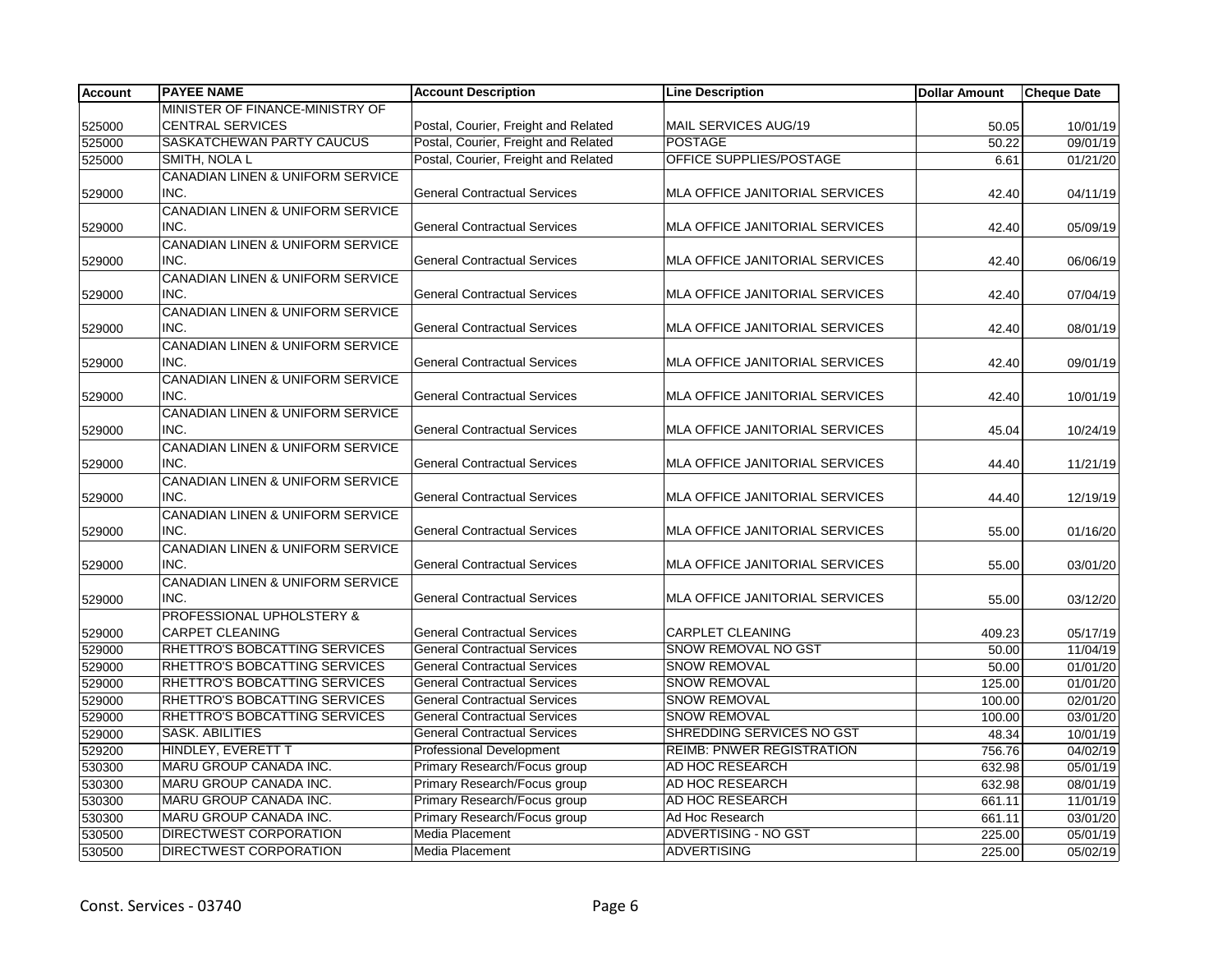| Account | PAYEE NAME | Account Description | Line Description | Dollar Amount | Cheque Date |
|---|---|---|---|---|---|
| 525000 | MINISTER OF FINANCE-MINISTRY OF CENTRAL SERVICES | Postal, Courier, Freight and Related | MAIL SERVICES AUG/19 | 50.05 | 10/01/19 |
| 525000 | SASKATCHEWAN PARTY CAUCUS | Postal, Courier, Freight and Related | POSTAGE | 50.22 | 09/01/19 |
| 525000 | SMITH, NOLA L | Postal, Courier, Freight and Related | OFFICE SUPPLIES/POSTAGE | 6.61 | 01/21/20 |
| 529000 | CANADIAN LINEN & UNIFORM SERVICE INC. | General Contractual Services | MLA OFFICE JANITORIAL SERVICES | 42.40 | 04/11/19 |
| 529000 | CANADIAN LINEN & UNIFORM SERVICE INC. | General Contractual Services | MLA OFFICE JANITORIAL SERVICES | 42.40 | 05/09/19 |
| 529000 | CANADIAN LINEN & UNIFORM SERVICE INC. | General Contractual Services | MLA OFFICE JANITORIAL SERVICES | 42.40 | 06/06/19 |
| 529000 | CANADIAN LINEN & UNIFORM SERVICE INC. | General Contractual Services | MLA OFFICE JANITORIAL SERVICES | 42.40 | 07/04/19 |
| 529000 | CANADIAN LINEN & UNIFORM SERVICE INC. | General Contractual Services | MLA OFFICE JANITORIAL SERVICES | 42.40 | 08/01/19 |
| 529000 | CANADIAN LINEN & UNIFORM SERVICE INC. | General Contractual Services | MLA OFFICE JANITORIAL SERVICES | 42.40 | 09/01/19 |
| 529000 | CANADIAN LINEN & UNIFORM SERVICE INC. | General Contractual Services | MLA OFFICE JANITORIAL SERVICES | 42.40 | 10/01/19 |
| 529000 | CANADIAN LINEN & UNIFORM SERVICE INC. | General Contractual Services | MLA OFFICE JANITORIAL SERVICES | 45.04 | 10/24/19 |
| 529000 | CANADIAN LINEN & UNIFORM SERVICE INC. | General Contractual Services | MLA OFFICE JANITORIAL SERVICES | 44.40 | 11/21/19 |
| 529000 | CANADIAN LINEN & UNIFORM SERVICE INC. | General Contractual Services | MLA OFFICE JANITORIAL SERVICES | 44.40 | 12/19/19 |
| 529000 | CANADIAN LINEN & UNIFORM SERVICE INC. | General Contractual Services | MLA OFFICE JANITORIAL SERVICES | 55.00 | 01/16/20 |
| 529000 | CANADIAN LINEN & UNIFORM SERVICE INC. | General Contractual Services | MLA OFFICE JANITORIAL SERVICES | 55.00 | 03/01/20 |
| 529000 | CANADIAN LINEN & UNIFORM SERVICE INC. | General Contractual Services | MLA OFFICE JANITORIAL SERVICES | 55.00 | 03/12/20 |
| 529000 | PROFESSIONAL UPHOLSTERY & CARPET CLEANING | General Contractual Services | CARPLET CLEANING | 409.23 | 05/17/19 |
| 529000 | RHETTRO'S BOBCATTING SERVICES | General Contractual Services | SNOW REMOVAL NO GST | 50.00 | 11/04/19 |
| 529000 | RHETTRO'S BOBCATTING SERVICES | General Contractual Services | SNOW REMOVAL | 50.00 | 01/01/20 |
| 529000 | RHETTRO'S BOBCATTING SERVICES | General Contractual Services | SNOW REMOVAL | 125.00 | 01/01/20 |
| 529000 | RHETTRO'S BOBCATTING SERVICES | General Contractual Services | SNOW REMOVAL | 100.00 | 02/01/20 |
| 529000 | RHETTRO'S BOBCATTING SERVICES | General Contractual Services | SNOW REMOVAL | 100.00 | 03/01/20 |
| 529000 | SASK. ABILITIES | General Contractual Services | SHREDDING SERVICES NO GST | 48.34 | 10/01/19 |
| 529200 | HINDLEY, EVERETT T | Professional Development | REIMB: PNWER REGISTRATION | 756.76 | 04/02/19 |
| 530300 | MARU GROUP CANADA INC. | Primary Research/Focus group | AD HOC RESEARCH | 632.98 | 05/01/19 |
| 530300 | MARU GROUP CANADA INC. | Primary Research/Focus group | AD HOC RESEARCH | 632.98 | 08/01/19 |
| 530300 | MARU GROUP CANADA INC. | Primary Research/Focus group | AD HOC RESEARCH | 661.11 | 11/01/19 |
| 530300 | MARU GROUP CANADA INC. | Primary Research/Focus group | Ad Hoc Research | 661.11 | 03/01/20 |
| 530500 | DIRECTWEST CORPORATION | Media Placement | ADVERTISING - NO GST | 225.00 | 05/01/19 |
| 530500 | DIRECTWEST CORPORATION | Media Placement | ADVERTISING | 225.00 | 05/02/19 |

Const. Services - 03740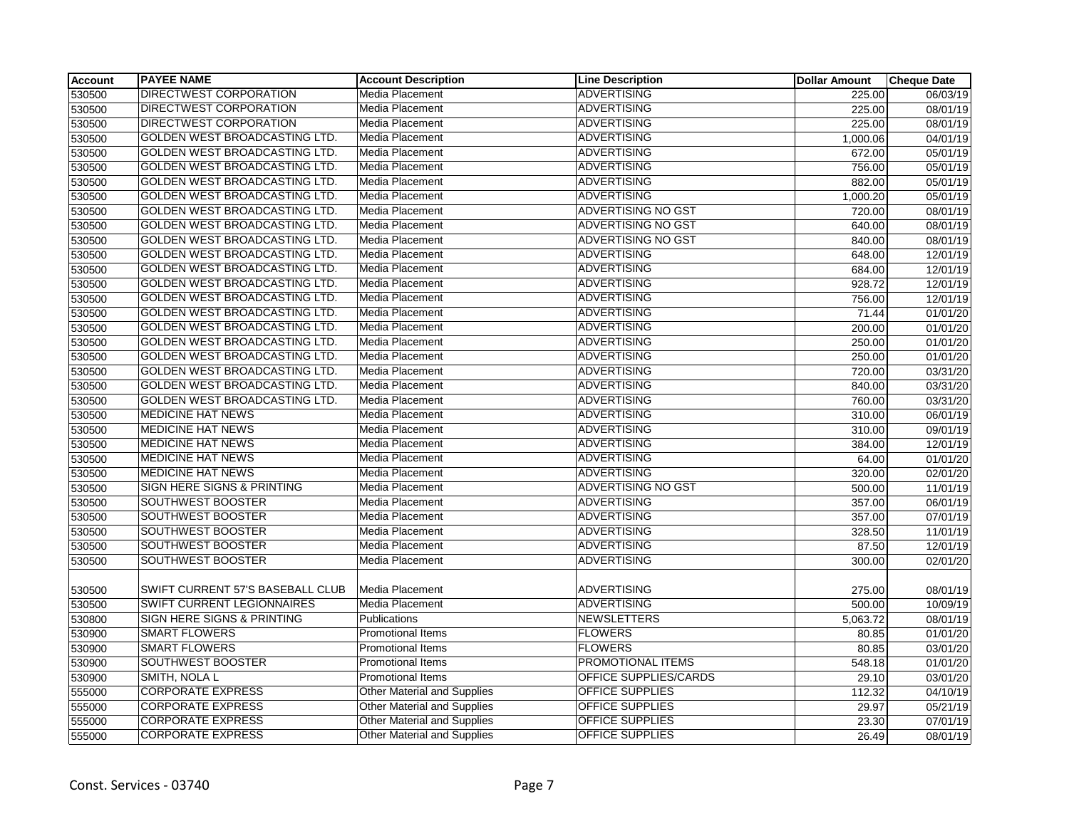| Account | PAYEE NAME | Account Description | Line Description | Dollar Amount | Cheque Date |
|---|---|---|---|---|---|
| 530500 | DIRECTWEST CORPORATION | Media Placement | ADVERTISING | 225.00 | 06/03/19 |
| 530500 | DIRECTWEST CORPORATION | Media Placement | ADVERTISING | 225.00 | 08/01/19 |
| 530500 | DIRECTWEST CORPORATION | Media Placement | ADVERTISING | 225.00 | 08/01/19 |
| 530500 | GOLDEN WEST BROADCASTING LTD. | Media Placement | ADVERTISING | 1,000.06 | 04/01/19 |
| 530500 | GOLDEN WEST BROADCASTING LTD. | Media Placement | ADVERTISING | 672.00 | 05/01/19 |
| 530500 | GOLDEN WEST BROADCASTING LTD. | Media Placement | ADVERTISING | 756.00 | 05/01/19 |
| 530500 | GOLDEN WEST BROADCASTING LTD. | Media Placement | ADVERTISING | 882.00 | 05/01/19 |
| 530500 | GOLDEN WEST BROADCASTING LTD. | Media Placement | ADVERTISING | 1,000.20 | 05/01/19 |
| 530500 | GOLDEN WEST BROADCASTING LTD. | Media Placement | ADVERTISING NO GST | 720.00 | 08/01/19 |
| 530500 | GOLDEN WEST BROADCASTING LTD. | Media Placement | ADVERTISING NO GST | 640.00 | 08/01/19 |
| 530500 | GOLDEN WEST BROADCASTING LTD. | Media Placement | ADVERTISING NO GST | 840.00 | 08/01/19 |
| 530500 | GOLDEN WEST BROADCASTING LTD. | Media Placement | ADVERTISING | 648.00 | 12/01/19 |
| 530500 | GOLDEN WEST BROADCASTING LTD. | Media Placement | ADVERTISING | 684.00 | 12/01/19 |
| 530500 | GOLDEN WEST BROADCASTING LTD. | Media Placement | ADVERTISING | 928.72 | 12/01/19 |
| 530500 | GOLDEN WEST BROADCASTING LTD. | Media Placement | ADVERTISING | 756.00 | 12/01/19 |
| 530500 | GOLDEN WEST BROADCASTING LTD. | Media Placement | ADVERTISING | 71.44 | 01/01/20 |
| 530500 | GOLDEN WEST BROADCASTING LTD. | Media Placement | ADVERTISING | 200.00 | 01/01/20 |
| 530500 | GOLDEN WEST BROADCASTING LTD. | Media Placement | ADVERTISING | 250.00 | 01/01/20 |
| 530500 | GOLDEN WEST BROADCASTING LTD. | Media Placement | ADVERTISING | 250.00 | 01/01/20 |
| 530500 | GOLDEN WEST BROADCASTING LTD. | Media Placement | ADVERTISING | 720.00 | 03/31/20 |
| 530500 | GOLDEN WEST BROADCASTING LTD. | Media Placement | ADVERTISING | 840.00 | 03/31/20 |
| 530500 | GOLDEN WEST BROADCASTING LTD. | Media Placement | ADVERTISING | 760.00 | 03/31/20 |
| 530500 | MEDICINE HAT NEWS | Media Placement | ADVERTISING | 310.00 | 06/01/19 |
| 530500 | MEDICINE HAT NEWS | Media Placement | ADVERTISING | 310.00 | 09/01/19 |
| 530500 | MEDICINE HAT NEWS | Media Placement | ADVERTISING | 384.00 | 12/01/19 |
| 530500 | MEDICINE HAT NEWS | Media Placement | ADVERTISING | 64.00 | 01/01/20 |
| 530500 | MEDICINE HAT NEWS | Media Placement | ADVERTISING | 320.00 | 02/01/20 |
| 530500 | SIGN HERE SIGNS & PRINTING | Media Placement | ADVERTISING NO GST | 500.00 | 11/01/19 |
| 530500 | SOUTHWEST BOOSTER | Media Placement | ADVERTISING | 357.00 | 06/01/19 |
| 530500 | SOUTHWEST BOOSTER | Media Placement | ADVERTISING | 357.00 | 07/01/19 |
| 530500 | SOUTHWEST BOOSTER | Media Placement | ADVERTISING | 328.50 | 11/01/19 |
| 530500 | SOUTHWEST BOOSTER | Media Placement | ADVERTISING | 87.50 | 12/01/19 |
| 530500 | SOUTHWEST BOOSTER | Media Placement | ADVERTISING | 300.00 | 02/01/20 |
| 530500 | SWIFT CURRENT 57'S BASEBALL CLUB | Media Placement | ADVERTISING | 275.00 | 08/01/19 |
| 530500 | SWIFT CURRENT LEGIONNAIRES | Media Placement | ADVERTISING | 500.00 | 10/09/19 |
| 530800 | SIGN HERE SIGNS & PRINTING | Publications | NEWSLETTERS | 5,063.72 | 08/01/19 |
| 530900 | SMART FLOWERS | Promotional Items | FLOWERS | 80.85 | 01/01/20 |
| 530900 | SMART FLOWERS | Promotional Items | FLOWERS | 80.85 | 03/01/20 |
| 530900 | SOUTHWEST BOOSTER | Promotional Items | PROMOTIONAL ITEMS | 548.18 | 01/01/20 |
| 530900 | SMITH, NOLA L | Promotional Items | OFFICE SUPPLIES/CARDS | 29.10 | 03/01/20 |
| 555000 | CORPORATE EXPRESS | Other Material and Supplies | OFFICE SUPPLIES | 112.32 | 04/10/19 |
| 555000 | CORPORATE EXPRESS | Other Material and Supplies | OFFICE SUPPLIES | 29.97 | 05/21/19 |
| 555000 | CORPORATE EXPRESS | Other Material and Supplies | OFFICE SUPPLIES | 23.30 | 07/01/19 |
| 555000 | CORPORATE EXPRESS | Other Material and Supplies | OFFICE SUPPLIES | 26.49 | 08/01/19 |

Const. Services - 03740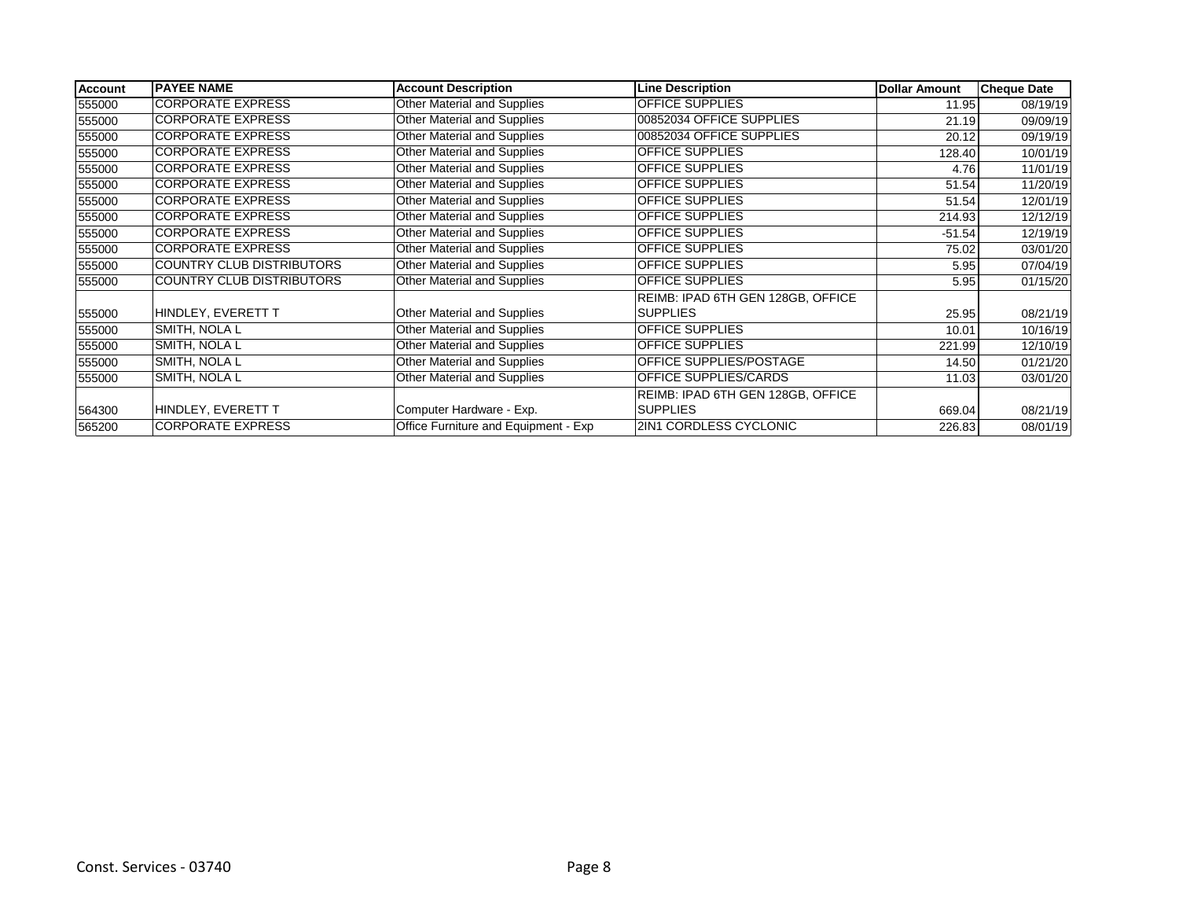| Account | PAYEE NAME | Account Description | Line Description | Dollar Amount | Cheque Date |
|---|---|---|---|---|---|
| 555000 | CORPORATE EXPRESS | Other Material and Supplies | OFFICE SUPPLIES | 11.95 | 08/19/19 |
| 555000 | CORPORATE EXPRESS | Other Material and Supplies | 00852034 OFFICE SUPPLIES | 21.19 | 09/09/19 |
| 555000 | CORPORATE EXPRESS | Other Material and Supplies | 00852034 OFFICE SUPPLIES | 20.12 | 09/19/19 |
| 555000 | CORPORATE EXPRESS | Other Material and Supplies | OFFICE SUPPLIES | 128.40 | 10/01/19 |
| 555000 | CORPORATE EXPRESS | Other Material and Supplies | OFFICE SUPPLIES | 4.76 | 11/01/19 |
| 555000 | CORPORATE EXPRESS | Other Material and Supplies | OFFICE SUPPLIES | 51.54 | 11/20/19 |
| 555000 | CORPORATE EXPRESS | Other Material and Supplies | OFFICE SUPPLIES | 51.54 | 12/01/19 |
| 555000 | CORPORATE EXPRESS | Other Material and Supplies | OFFICE SUPPLIES | 214.93 | 12/12/19 |
| 555000 | CORPORATE EXPRESS | Other Material and Supplies | OFFICE SUPPLIES | -51.54 | 12/19/19 |
| 555000 | CORPORATE EXPRESS | Other Material and Supplies | OFFICE SUPPLIES | 75.02 | 03/01/20 |
| 555000 | COUNTRY CLUB DISTRIBUTORS | Other Material and Supplies | OFFICE SUPPLIES | 5.95 | 07/04/19 |
| 555000 | COUNTRY CLUB DISTRIBUTORS | Other Material and Supplies | OFFICE SUPPLIES | 5.95 | 01/15/20 |
| 555000 | HINDLEY, EVERETT T | Other Material and Supplies | REIMB: IPAD 6TH GEN 128GB, OFFICE SUPPLIES | 25.95 | 08/21/19 |
| 555000 | SMITH, NOLA L | Other Material and Supplies | OFFICE SUPPLIES | 10.01 | 10/16/19 |
| 555000 | SMITH, NOLA L | Other Material and Supplies | OFFICE SUPPLIES | 221.99 | 12/10/19 |
| 555000 | SMITH, NOLA L | Other Material and Supplies | OFFICE SUPPLIES/POSTAGE | 14.50 | 01/21/20 |
| 555000 | SMITH, NOLA L | Other Material and Supplies | OFFICE SUPPLIES/CARDS | 11.03 | 03/01/20 |
| 564300 | HINDLEY, EVERETT T | Computer Hardware - Exp. | REIMB: IPAD 6TH GEN 128GB, OFFICE SUPPLIES | 669.04 | 08/21/19 |
| 565200 | CORPORATE EXPRESS | Office Furniture and Equipment - Exp | 2IN1 CORDLESS CYCLONIC | 226.83 | 08/01/19 |

Const. Services - 03740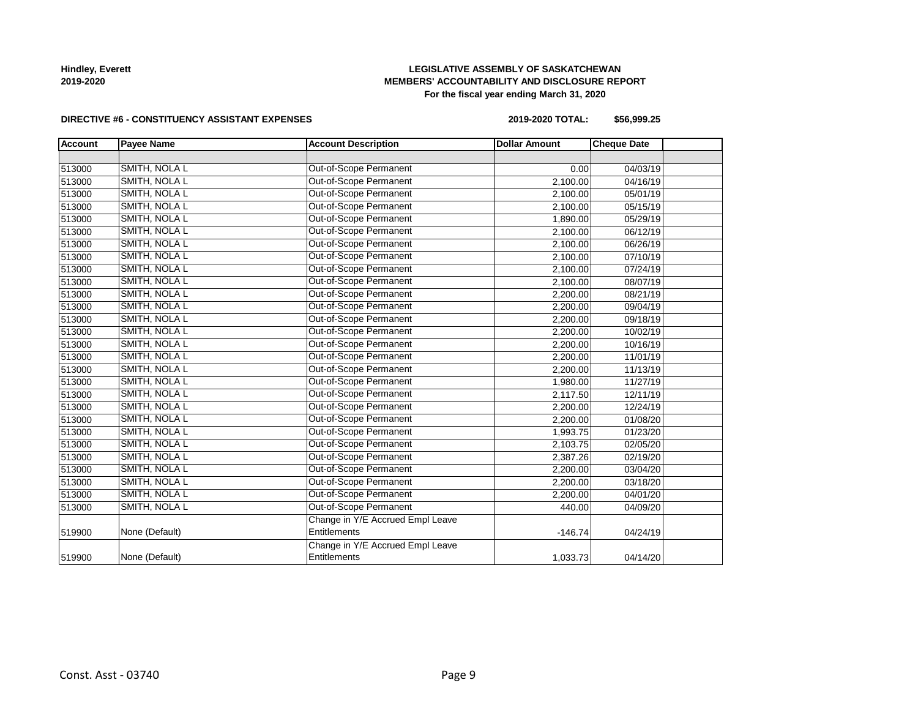**Hindley, Everett**
**2019-2020**

**LEGISLATIVE ASSEMBLY OF SASKATCHEWAN**
**MEMBERS' ACCOUNTABILITY AND DISCLOSURE REPORT**
**For the fiscal year ending March 31, 2020**

**DIRECTIVE #6 - CONSTITUENCY ASSISTANT EXPENSES**

**2019-2020 TOTAL: $56,999.25**

| Account | Payee Name | Account Description | Dollar Amount | Cheque Date | |
|---|---|---|---|---|---|
| | | | | | |
| 513000 | SMITH, NOLA L | Out-of-Scope Permanent | 0.00 | 04/03/19 | |
| 513000 | SMITH, NOLA L | Out-of-Scope Permanent | 2,100.00 | 04/16/19 | |
| 513000 | SMITH, NOLA L | Out-of-Scope Permanent | 2,100.00 | 05/01/19 | |
| 513000 | SMITH, NOLA L | Out-of-Scope Permanent | 2,100.00 | 05/15/19 | |
| 513000 | SMITH, NOLA L | Out-of-Scope Permanent | 1,890.00 | 05/29/19 | |
| 513000 | SMITH, NOLA L | Out-of-Scope Permanent | 2,100.00 | 06/12/19 | |
| 513000 | SMITH, NOLA L | Out-of-Scope Permanent | 2,100.00 | 06/26/19 | |
| 513000 | SMITH, NOLA L | Out-of-Scope Permanent | 2,100.00 | 07/10/19 | |
| 513000 | SMITH, NOLA L | Out-of-Scope Permanent | 2,100.00 | 07/24/19 | |
| 513000 | SMITH, NOLA L | Out-of-Scope Permanent | 2,100.00 | 08/07/19 | |
| 513000 | SMITH, NOLA L | Out-of-Scope Permanent | 2,200.00 | 08/21/19 | |
| 513000 | SMITH, NOLA L | Out-of-Scope Permanent | 2,200.00 | 09/04/19 | |
| 513000 | SMITH, NOLA L | Out-of-Scope Permanent | 2,200.00 | 09/18/19 | |
| 513000 | SMITH, NOLA L | Out-of-Scope Permanent | 2,200.00 | 10/02/19 | |
| 513000 | SMITH, NOLA L | Out-of-Scope Permanent | 2,200.00 | 10/16/19 | |
| 513000 | SMITH, NOLA L | Out-of-Scope Permanent | 2,200.00 | 11/01/19 | |
| 513000 | SMITH, NOLA L | Out-of-Scope Permanent | 2,200.00 | 11/13/19 | |
| 513000 | SMITH, NOLA L | Out-of-Scope Permanent | 1,980.00 | 11/27/19 | |
| 513000 | SMITH, NOLA L | Out-of-Scope Permanent | 2,117.50 | 12/11/19 | |
| 513000 | SMITH, NOLA L | Out-of-Scope Permanent | 2,200.00 | 12/24/19 | |
| 513000 | SMITH, NOLA L | Out-of-Scope Permanent | 2,200.00 | 01/08/20 | |
| 513000 | SMITH, NOLA L | Out-of-Scope Permanent | 1,993.75 | 01/23/20 | |
| 513000 | SMITH, NOLA L | Out-of-Scope Permanent | 2,103.75 | 02/05/20 | |
| 513000 | SMITH, NOLA L | Out-of-Scope Permanent | 2,387.26 | 02/19/20 | |
| 513000 | SMITH, NOLA L | Out-of-Scope Permanent | 2,200.00 | 03/04/20 | |
| 513000 | SMITH, NOLA L | Out-of-Scope Permanent | 2,200.00 | 03/18/20 | |
| 513000 | SMITH, NOLA L | Out-of-Scope Permanent | 2,200.00 | 04/01/20 | |
| 513000 | SMITH, NOLA L | Out-of-Scope Permanent | 440.00 | 04/09/20 | |
| 519900 | None (Default) | Change in Y/E Accrued Empl Leave Entitlements | -146.74 | 04/24/19 | |
| 519900 | None (Default) | Change in Y/E Accrued Empl Leave Entitlements | 1,033.73 | 04/14/20 | |

Const. Asst - 03740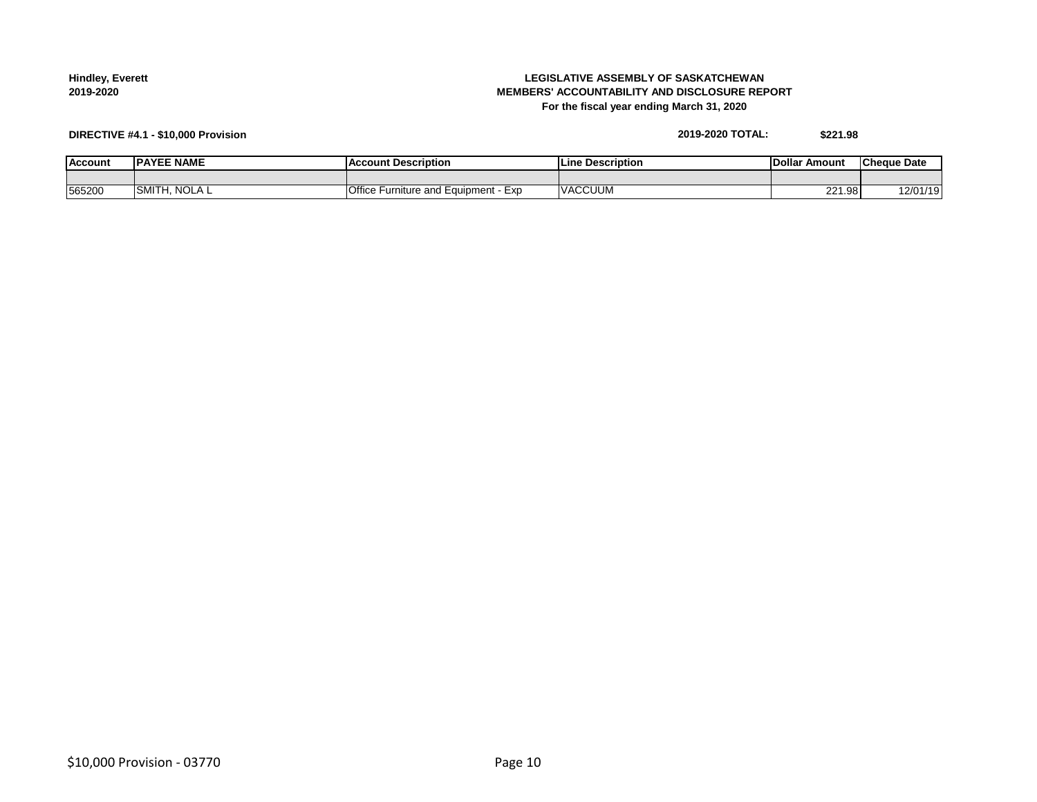Hindley, Everett
2019-2020

**LEGISLATIVE ASSEMBLY OF SASKATCHEWAN**
**MEMBERS' ACCOUNTABILITY AND DISCLOSURE REPORT**
**For the fiscal year ending March 31, 2020**

**DIRECTIVE #4.1 - $10,000 Provision** **2019-2020 TOTAL: $221.98**

| Account | PAYEE NAME | Account Description | Line Description | Dollar Amount | Cheque Date |
|---|---|---|---|---|---|
| | | | | | |
| 565200 | SMITH, NOLA L | Office Furniture and Equipment - Exp | VACCUUM | 221.98 | 12/01/19 |

$10,000 Provision - 03770